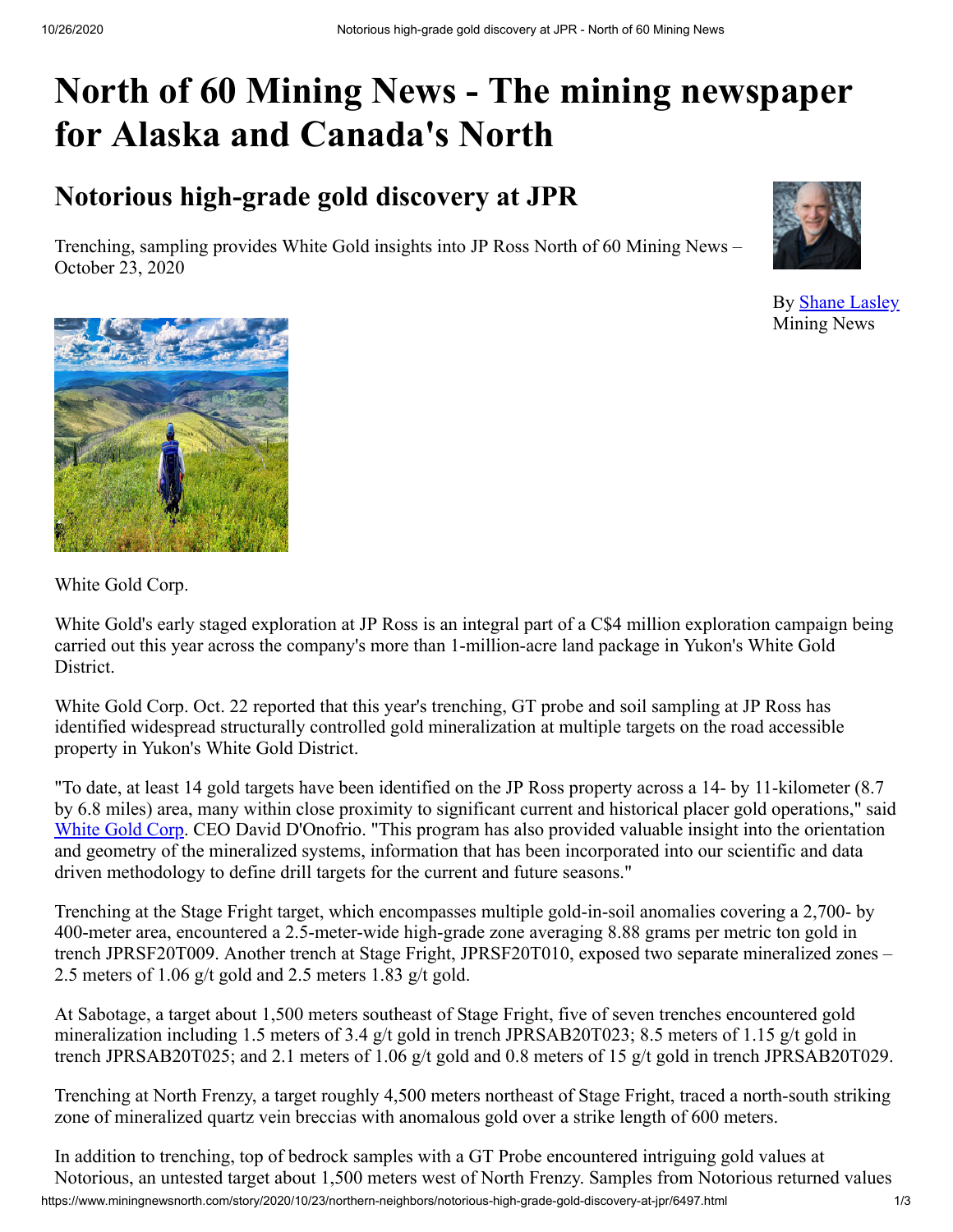# North of 60 Mining News - The mining newspaper for Alaska and Canada's North

## Notorious high-grade gold discovery at JPR

Trenching, sampling provides White Gold insights into JP Ross North of 60 Mining News – October 23, 2020

By Shane Lasley
Mining News

White Gold Corp.

White Gold's early staged exploration at JP Ross is an integral part of a C$4 million exploration campaign being carried out this year across the company's more than 1-million-acre land package in Yukon's White Gold District.

White Gold Corp. Oct. 22 reported that this year's trenching, GT probe and soil sampling at JP Ross has identified widespread structurally controlled gold mineralization at multiple targets on the road accessible property in Yukon's White Gold District.

"To date, at least 14 gold targets have been identified on the JP Ross property across a 14- by 11-kilometer (8.7 by 6.8 miles) area, many within close proximity to significant current and historical placer gold operations," said White Gold Corp. CEO David D'Onofrio. "This program has also provided valuable insight into the orientation and geometry of the mineralized systems, information that has been incorporated into our scientific and data driven methodology to define drill targets for the current and future seasons."

Trenching at the Stage Fright target, which encompasses multiple gold-in-soil anomalies covering a 2,700- by 400-meter area, encountered a 2.5-meter-wide high-grade zone averaging 8.88 grams per metric ton gold in trench JPRSF20T009. Another trench at Stage Fright, JPRSF20T010, exposed two separate mineralized zones – 2.5 meters of 1.06 g/t gold and 2.5 meters 1.83 g/t gold.

At Sabotage, a target about 1,500 meters southeast of Stage Fright, five of seven trenches encountered gold mineralization including 1.5 meters of 3.4 g/t gold in trench JPRSAB20T023; 8.5 meters of 1.15 g/t gold in trench JPRSAB20T025; and 2.1 meters of 1.06 g/t gold and 0.8 meters of 15 g/t gold in trench JPRSAB20T029.

Trenching at North Frenzy, a target roughly 4,500 meters northeast of Stage Fright, traced a north-south striking zone of mineralized quartz vein breccias with anomalous gold over a strike length of 600 meters.

In addition to trenching, top of bedrock samples with a GT Probe encountered intriguing gold values at Notorious, an untested target about 1,500 meters west of North Frenzy. Samples from Notorious returned values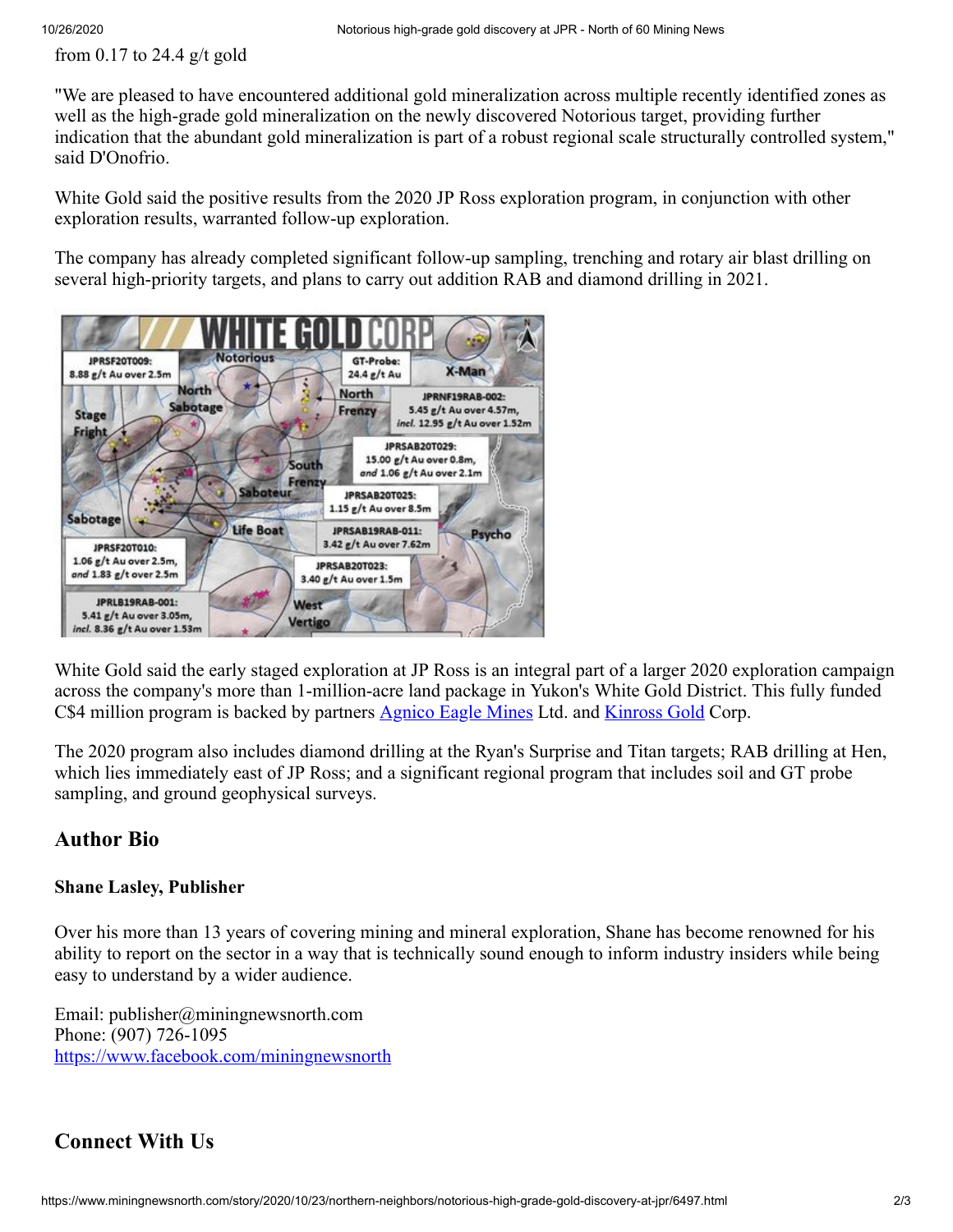from 0.17 to 24.4 g/t gold

"We are pleased to have encountered additional gold mineralization across multiple recently identified zones as well as the high-grade gold mineralization on the newly discovered Notorious target, providing further indication that the abundant gold mineralization is part of a robust regional scale structurally controlled system," said D'Onofrio.

White Gold said the positive results from the 2020 JP Ross exploration program, in conjunction with other exploration results, warranted follow-up exploration.

The company has already completed significant follow-up sampling, trenching and rotary air blast drilling on several high-priority targets, and plans to carry out addition RAB and diamond drilling in 2021.

White Gold said the early staged exploration at JP Ross is an integral part of a larger 2020 exploration campaign across the company's more than 1-million-acre land package in Yukon's White Gold District. This fully funded C$4 million program is backed by partners [Agnico Eagle Mines](#) Ltd. and [Kinross Gold](#) Corp.

The 2020 program also includes diamond drilling at the Ryan's Surprise and Titan targets; RAB drilling at Hen, which lies immediately east of JP Ross; and a significant regional program that includes soil and GT probe sampling, and ground geophysical surveys.

## Author Bio

### Shane Lasley, Publisher

Over his more than 13 years of covering mining and mineral exploration, Shane has become renowned for his ability to report on the sector in a way that is technically sound enough to inform industry insiders while being easy to understand by a wider audience.

Email: publisher@miningnewsnorth.com
Phone: (907) 726-1095
[https://www.facebook.com/miningnewsnorth](https://www.facebook.com/miningnewsnorth)

## Connect With Us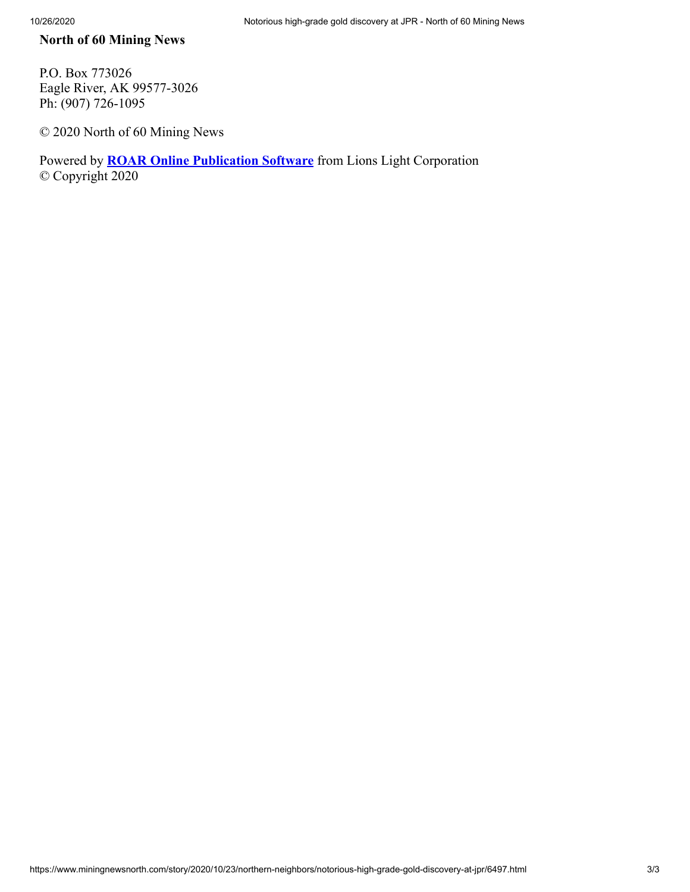**North of 60 Mining News**

P.O. Box 773026
Eagle River, AK 99577-3026
Ph: (907) 726-1095

© 2020 North of 60 Mining News

Powered by **ROAR Online Publication Software** from Lions Light Corporation
© Copyright 2020